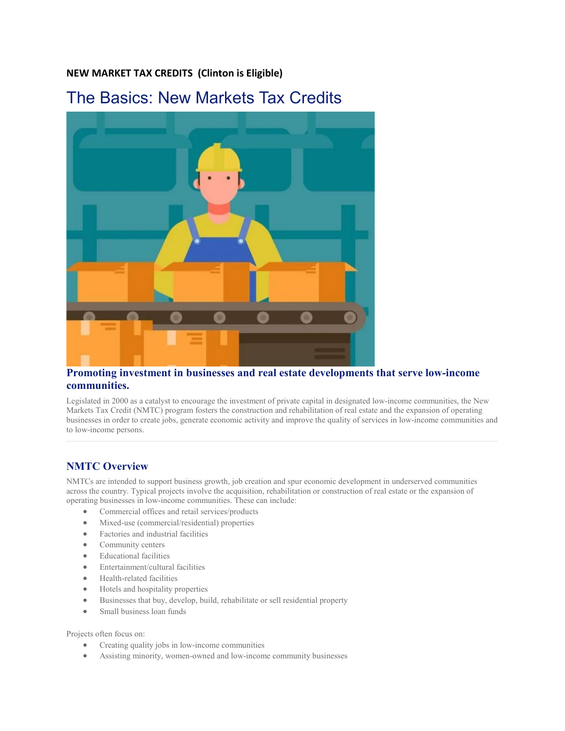**NEW MARKET TAX CREDITS (Clinton is Eligible)**

# The Basics: New Markets Tax Credits

## Promoting investment in businesses and real estate developments that serve low-income communities.

Legislated in 2000 as a catalyst to encourage the investment of private capital in designated low-income communities, the New Markets Tax Credit (NMTC) program fosters the construction and rehabilitation of real estate and the expansion of operating businesses in order to create jobs, generate economic activity and improve the quality of services in low-income communities and to low-income persons.

---

### NMTC Overview

NMTCs are intended to support business growth, job creation and spur economic development in underserved communities across the country. Typical projects involve the acquisition, rehabilitation or construction of real estate or the expansion of operating businesses in low-income communities. These can include:

- Commercial offices and retail services/products
- Mixed-use (commercial/residential) properties
- Factories and industrial facilities
- Community centers
- Educational facilities
- Entertainment/cultural facilities
- Health-related facilities
- Hotels and hospitality properties
- Businesses that buy, develop, build, rehabilitate or sell residential property
- Small business loan funds

Projects often focus on:

- Creating quality jobs in low-income communities
- Assisting minority, women-owned and low-income community businesses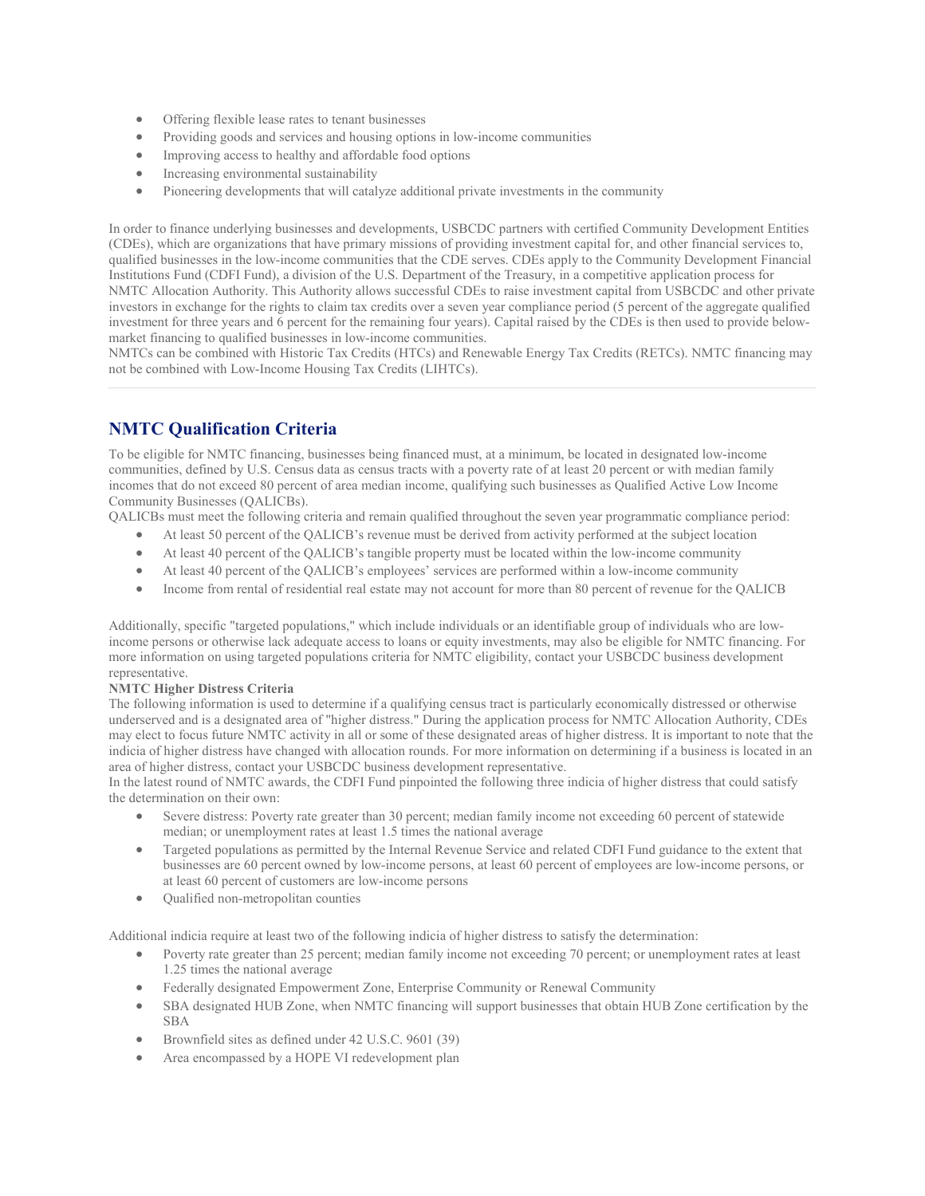- Offering flexible lease rates to tenant businesses
- Providing goods and services and housing options in low-income communities
- Improving access to healthy and affordable food options
- Increasing environmental sustainability
- Pioneering developments that will catalyze additional private investments in the community

In order to finance underlying businesses and developments, USBCDC partners with certified Community Development Entities (CDEs), which are organizations that have primary missions of providing investment capital for, and other financial services to, qualified businesses in the low-income communities that the CDE serves. CDEs apply to the Community Development Financial Institutions Fund (CDFI Fund), a division of the U.S. Department of the Treasury, in a competitive application process for NMTC Allocation Authority. This Authority allows successful CDEs to raise investment capital from USBCDC and other private investors in exchange for the rights to claim tax credits over a seven year compliance period (5 percent of the aggregate qualified investment for three years and 6 percent for the remaining four years). Capital raised by the CDEs is then used to provide below-market financing to qualified businesses in low-income communities.

NMTCs can be combined with Historic Tax Credits (HTCs) and Renewable Energy Tax Credits (RETCs). NMTC financing may not be combined with Low-Income Housing Tax Credits (LIHTCs).

---

## NMTC Qualification Criteria

To be eligible for NMTC financing, businesses being financed must, at a minimum, be located in designated low-income communities, defined by U.S. Census data as census tracts with a poverty rate of at least 20 percent or with median family incomes that do not exceed 80 percent of area median income, qualifying such businesses as Qualified Active Low Income Community Businesses (QALICBs).

QALICBs must meet the following criteria and remain qualified throughout the seven year programmatic compliance period:

- At least 50 percent of the QALICB's revenue must be derived from activity performed at the subject location
- At least 40 percent of the QALICB's tangible property must be located within the low-income community
- At least 40 percent of the QALICB's employees' services are performed within a low-income community
- Income from rental of residential real estate may not account for more than 80 percent of revenue for the QALICB

Additionally, specific "targeted populations," which include individuals or an identifiable group of individuals who are low-income persons or otherwise lack adequate access to loans or equity investments, may also be eligible for NMTC financing. For more information on using targeted populations criteria for NMTC eligibility, contact your USBCDC business development representative.

**NMTC Higher Distress Criteria**

The following information is used to determine if a qualifying census tract is particularly economically distressed or otherwise underserved and is a designated area of "higher distress." During the application process for NMTC Allocation Authority, CDEs may elect to focus future NMTC activity in all or some of these designated areas of higher distress. It is important to note that the indicia of higher distress have changed with allocation rounds. For more information on determining if a business is located in an area of higher distress, contact your USBCDC business development representative.

In the latest round of NMTC awards, the CDFI Fund pinpointed the following three indicia of higher distress that could satisfy the determination on their own:

- Severe distress: Poverty rate greater than 30 percent; median family income not exceeding 60 percent of statewide median; or unemployment rates at least 1.5 times the national average
- Targeted populations as permitted by the Internal Revenue Service and related CDFI Fund guidance to the extent that businesses are 60 percent owned by low-income persons, at least 60 percent of employees are low-income persons, or at least 60 percent of customers are low-income persons
- Qualified non-metropolitan counties

Additional indicia require at least two of the following indicia of higher distress to satisfy the determination:

- Poverty rate greater than 25 percent; median family income not exceeding 70 percent; or unemployment rates at least 1.25 times the national average
- Federally designated Empowerment Zone, Enterprise Community or Renewal Community
- SBA designated HUB Zone, when NMTC financing will support businesses that obtain HUB Zone certification by the SBA
- Brownfield sites as defined under 42 U.S.C. 9601 (39)
- Area encompassed by a HOPE VI redevelopment plan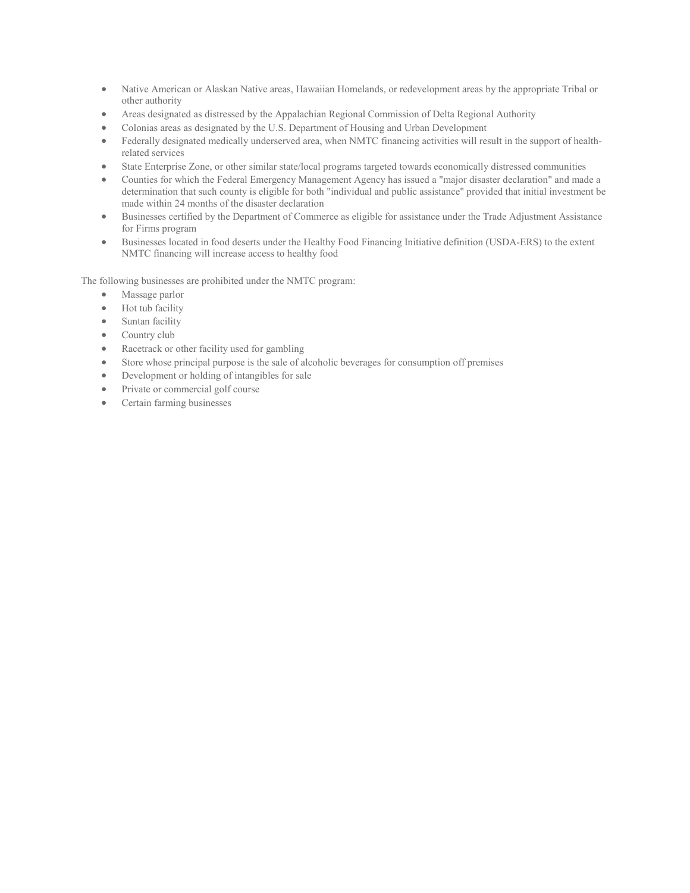- Native American or Alaskan Native areas, Hawaiian Homelands, or redevelopment areas by the appropriate Tribal or other authority
- Areas designated as distressed by the Appalachian Regional Commission of Delta Regional Authority
- Colonias areas as designated by the U.S. Department of Housing and Urban Development
- Federally designated medically underserved area, when NMTC financing activities will result in the support of health-related services
- State Enterprise Zone, or other similar state/local programs targeted towards economically distressed communities
- Counties for which the Federal Emergency Management Agency has issued a "major disaster declaration" and made a determination that such county is eligible for both "individual and public assistance" provided that initial investment be made within 24 months of the disaster declaration
- Businesses certified by the Department of Commerce as eligible for assistance under the Trade Adjustment Assistance for Firms program
- Businesses located in food deserts under the Healthy Food Financing Initiative definition (USDA-ERS) to the extent NMTC financing will increase access to healthy food

The following businesses are prohibited under the NMTC program:

- Massage parlor
- Hot tub facility
- Suntan facility
- Country club
- Racetrack or other facility used for gambling
- Store whose principal purpose is the sale of alcoholic beverages for consumption off premises
- Development or holding of intangibles for sale
- Private or commercial golf course
- Certain farming businesses